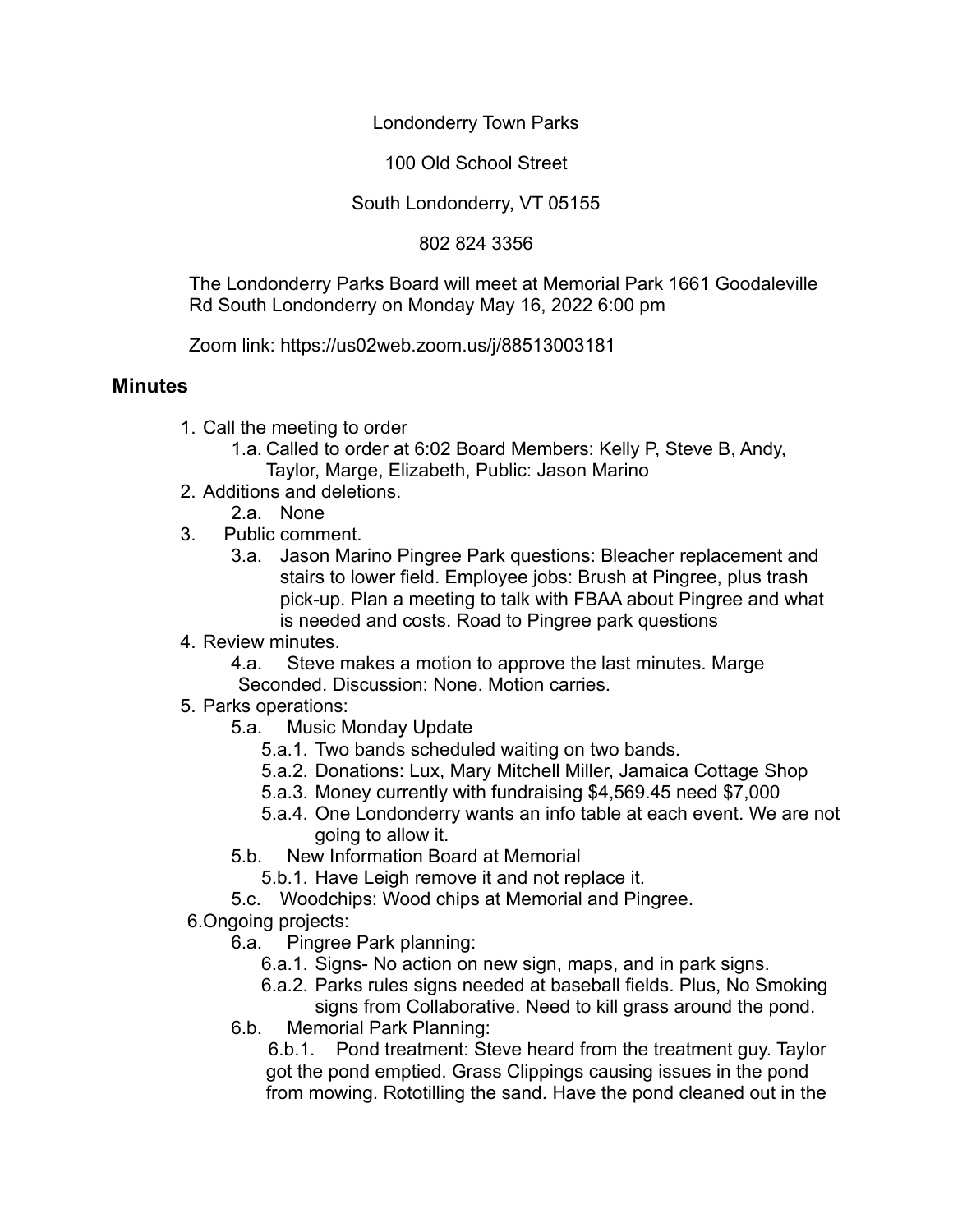Londonderry Town Parks

100 Old School Street

South Londonderry, VT 05155

802 824 3356

The Londonderry Parks Board will meet at Memorial Park 1661 Goodaleville Rd South Londonderry on Monday May 16, 2022 6:00 pm

Zoom link: https://us02web.zoom.us/j/88513003181

## Minutes

1. Call the meeting to order
   - 1.a. Called to order at 6:02 Board Members: Kelly P, Steve B, Andy, Taylor, Marge, Elizabeth, Public: Jason Marino
2. Additions and deletions.
   - 2.a. None
3. Public comment.
   - 3.a. Jason Marino Pingree Park questions: Bleacher replacement and stairs to lower field. Employee jobs: Brush at Pingree, plus trash pick-up. Plan a meeting to talk with FBAA about Pingree and what is needed and costs. Road to Pingree park questions
4. Review minutes.
   - 4.a. Steve makes a motion to approve the last minutes. Marge Seconded. Discussion: None. Motion carries.
5. Parks operations:
   - 5.a. Music Monday Update
     - 5.a.1. Two bands scheduled waiting on two bands.
     - 5.a.2. Donations: Lux, Mary Mitchell Miller, Jamaica Cottage Shop
     - 5.a.3. Money currently with fundraising $4,569.45 need $7,000
     - 5.a.4. One Londonderry wants an info table at each event. We are not going to allow it.
   - 5.b. New Information Board at Memorial
     - 5.b.1. Have Leigh remove it and not replace it.
   - 5.c. Woodchips: Wood chips at Memorial and Pingree.
6. Ongoing projects:
   - 6.a. Pingree Park planning:
     - 6.a.1. Signs- No action on new sign, maps, and in park signs.
     - 6.a.2. Parks rules signs needed at baseball fields. Plus, No Smoking signs from Collaborative. Need to kill grass around the pond.
   - 6.b. Memorial Park Planning:
     - 6.b.1. Pond treatment: Steve heard from the treatment guy. Taylor got the pond emptied. Grass Clippings causing issues in the pond from mowing. Rototilling the sand. Have the pond cleaned out in the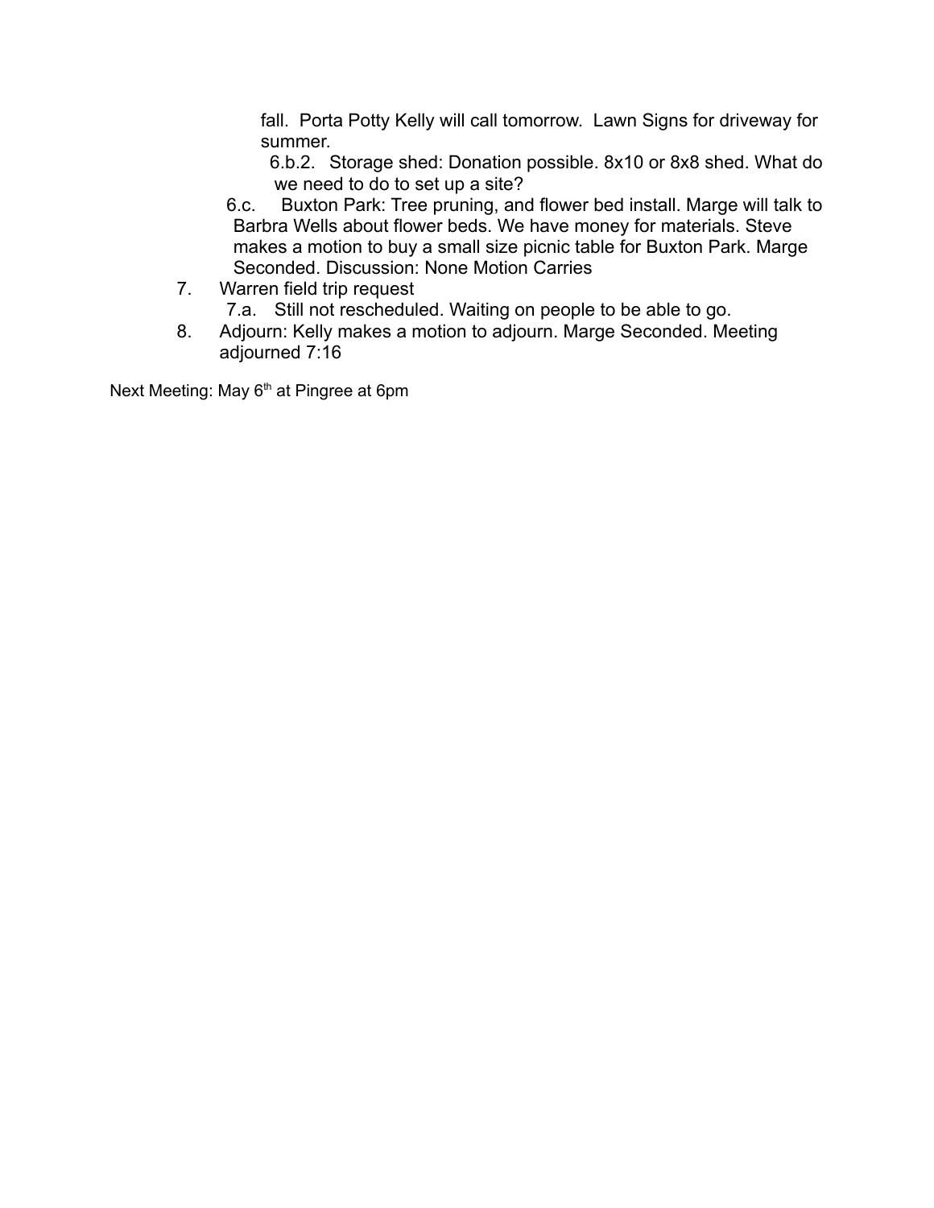fall. Porta Potty Kelly will call tomorrow. Lawn Signs for driveway for summer.

6.b.2. Storage shed: Donation possible. 8x10 or 8x8 shed. What do we need to do to set up a site?

6.c. Buxton Park: Tree pruning, and flower bed install. Marge will talk to Barbra Wells about flower beds. We have money for materials. Steve makes a motion to buy a small size picnic table for Buxton Park. Marge Seconded. Discussion: None Motion Carries

7. Warren field trip request

   7.a. Still not rescheduled. Waiting on people to be able to go.

8. Adjourn: Kelly makes a motion to adjourn. Marge Seconded. Meeting adjourned 7:16

Next Meeting: May 6th at Pingree at 6pm